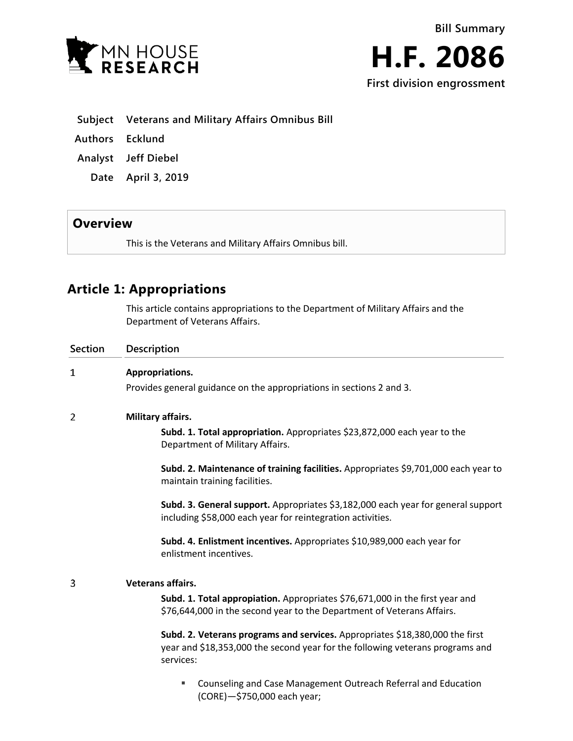MN HOUSE RESEARCH

# Bill Summary

# H.F. 2086

**First division engrossment**

**Subject** Veterans and Military Affairs Omnibus Bill

**Authors** Ecklund

**Analyst** Jeff Diebel

**Date** April 3, 2019

## Overview

This is the Veterans and Military Affairs Omnibus bill.

## Article 1: Appropriations

This article contains appropriations to the Department of Military Affairs and the Department of Veterans Affairs.

| Section | Description |
|---|---|
| 1 | **Appropriations.**<br>Provides general guidance on the appropriations in sections 2 and 3. |
| 2 | **Military affairs.**<br>**Subd. 1. Total appropriation.** Appropriates $23,872,000 each year to the Department of Military Affairs.<br><br>**Subd. 2. Maintenance of training facilities.** Appropriates $9,701,000 each year to maintain training facilities.<br><br>**Subd. 3. General support.** Appropriates $3,182,000 each year for general support including $58,000 each year for reintegration activities.<br><br>**Subd. 4. Enlistment incentives.** Appropriates $10,989,000 each year for enlistment incentives. |
| 3 | **Veterans affairs.**<br>**Subd. 1. Total appropiation.** Appropriates $76,671,000 in the first year and $76,644,000 in the second year to the Department of Veterans Affairs.<br><br>**Subd. 2. Veterans programs and services.** Appropriates $18,380,000 the first year and $18,353,000 the second year for the following veterans programs and services:<br><br>▪ Counseling and Case Management Outreach Referral and Education (CORE)—$750,000 each year; |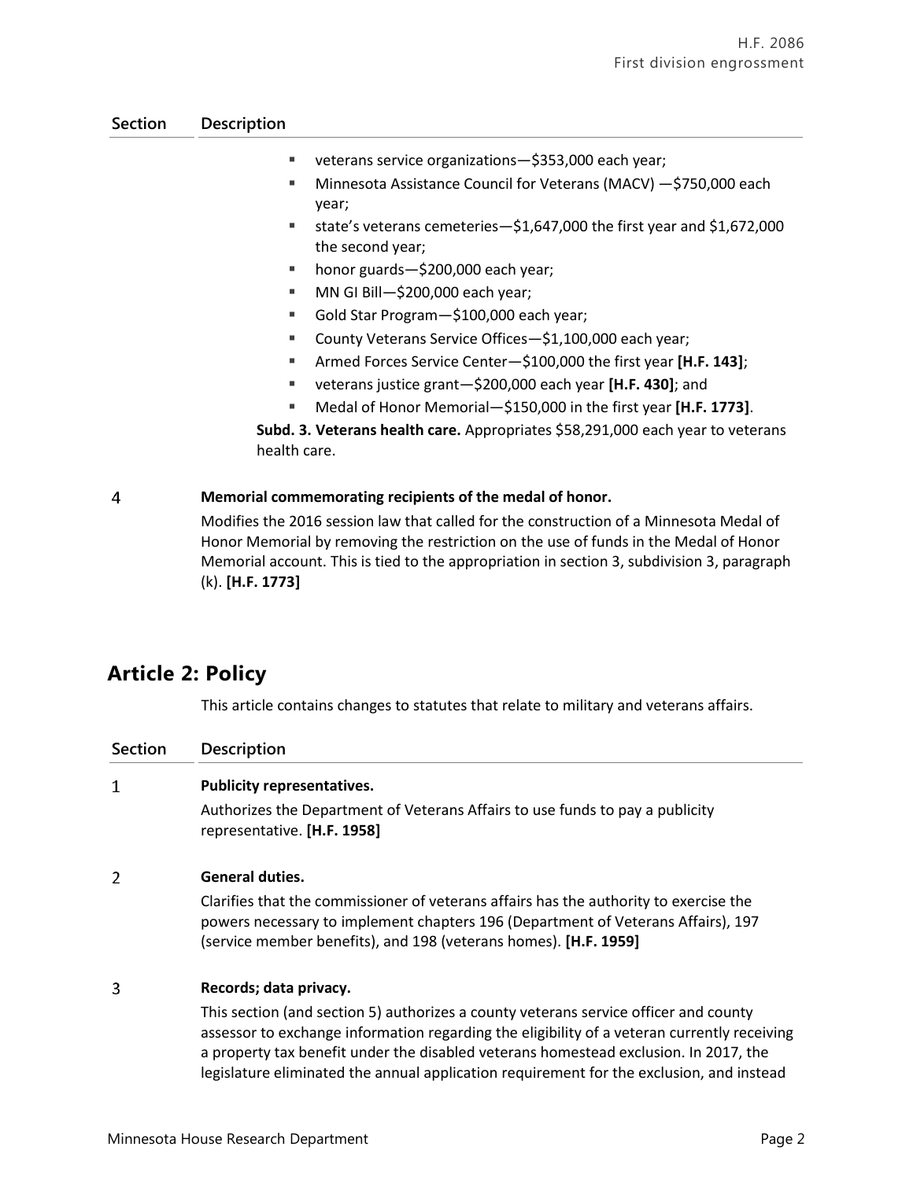| Section | Description |
|---|---|
| | ▪ veterans service organizations—$353,000 each year;<br>▪ Minnesota Assistance Council for Veterans (MACV) —$750,000 each year;<br>▪ state's veterans cemeteries—$1,647,000 the first year and $1,672,000 the second year;<br>▪ honor guards—$200,000 each year;<br>▪ MN GI Bill—$200,000 each year;<br>▪ Gold Star Program—$100,000 each year;<br>▪ County Veterans Service Offices—$1,100,000 each year;<br>▪ Armed Forces Service Center—$100,000 the first year **[H.F. 143]**;<br>▪ veterans justice grant—$200,000 each year **[H.F. 430]**; and<br>▪ Medal of Honor Memorial—$150,000 in the first year **[H.F. 1773]**.<br>**Subd. 3. Veterans health care.** Appropriates $58,291,000 each year to veterans health care. |
| 4 | **Memorial commemorating recipients of the medal of honor.**<br>Modifies the 2016 session law that called for the construction of a Minnesota Medal of Honor Memorial by removing the restriction on the use of funds in the Medal of Honor Memorial account. This is tied to the appropriation in section 3, subdivision 3, paragraph (k). **[H.F. 1773]** |

## Article 2: Policy

This article contains changes to statutes that relate to military and veterans affairs.

| Section | Description |
|---|---|
| 1 | **Publicity representatives.**<br>Authorizes the Department of Veterans Affairs to use funds to pay a publicity representative. **[H.F. 1958]** |
| 2 | **General duties.**<br>Clarifies that the commissioner of veterans affairs has the authority to exercise the powers necessary to implement chapters 196 (Department of Veterans Affairs), 197 (service member benefits), and 198 (veterans homes). **[H.F. 1959]** |
| 3 | **Records; data privacy.**<br>This section (and section 5) authorizes a county veterans service officer and county assessor to exchange information regarding the eligibility of a veteran currently receiving a property tax benefit under the disabled veterans homestead exclusion. In 2017, the legislature eliminated the annual application requirement for the exclusion, and instead |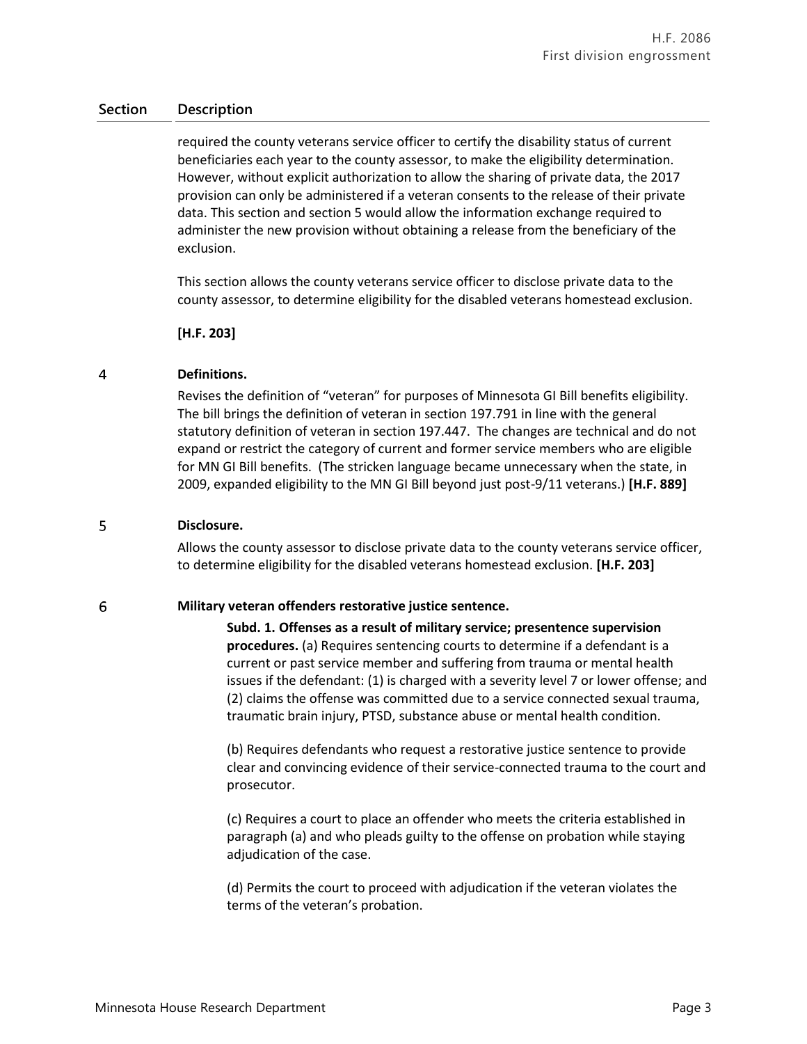| Section | Description |
|---|---|
| | required the county veterans service officer to certify the disability status of current beneficiaries each year to the county assessor, to make the eligibility determination. However, without explicit authorization to allow the sharing of private data, the 2017 provision can only be administered if a veteran consents to the release of their private data. This section and section 5 would allow the information exchange required to administer the new provision without obtaining a release from the beneficiary of the exclusion.<br><br>This section allows the county veterans service officer to disclose private data to the county assessor, to determine eligibility for the disabled veterans homestead exclusion.<br><br>**[H.F. 203]** |
| 4 | **Definitions.**<br>Revises the definition of "veteran" for purposes of Minnesota GI Bill benefits eligibility. The bill brings the definition of veteran in section 197.791 in line with the general statutory definition of veteran in section 197.447. The changes are technical and do not expand or restrict the category of current and former service members who are eligible for MN GI Bill benefits. (The stricken language became unnecessary when the state, in 2009, expanded eligibility to the MN GI Bill beyond just post-9/11 veterans.) **[H.F. 889]** |
| 5 | **Disclosure.**<br>Allows the county assessor to disclose private data to the county veterans service officer, to determine eligibility for the disabled veterans homestead exclusion. **[H.F. 203]** |
| 6 | **Military veteran offenders restorative justice sentence.**<br>**Subd. 1. Offenses as a result of military service; presentence supervision procedures.** (a) Requires sentencing courts to determine if a defendant is a current or past service member and suffering from trauma or mental health issues if the defendant: (1) is charged with a severity level 7 or lower offense; and (2) claims the offense was committed due to a service connected sexual trauma, traumatic brain injury, PTSD, substance abuse or mental health condition.<br><br>(b) Requires defendants who request a restorative justice sentence to provide clear and convincing evidence of their service-connected trauma to the court and prosecutor.<br><br>(c) Requires a court to place an offender who meets the criteria established in paragraph (a) and who pleads guilty to the offense on probation while staying adjudication of the case.<br><br>(d) Permits the court to proceed with adjudication if the veteran violates the terms of the veteran's probation. |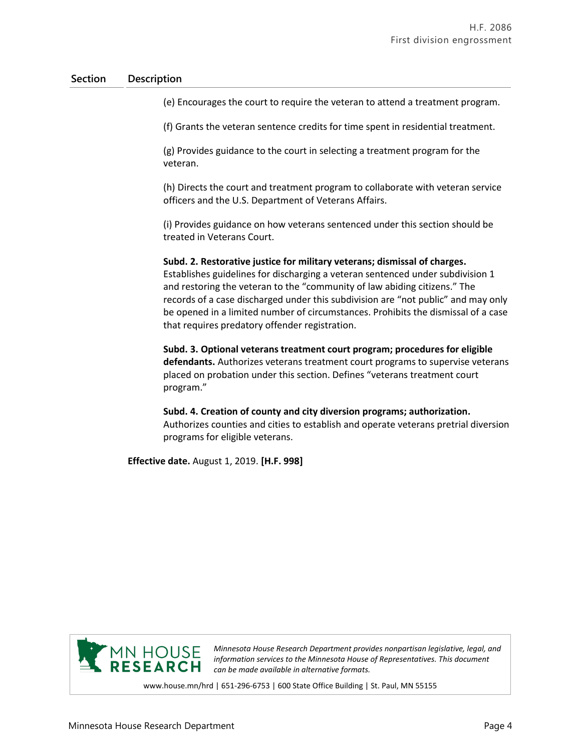| Section | Description |
|---|---|
| | (e) Encourages the court to require the veteran to attend a treatment program. |
| | (f) Grants the veteran sentence credits for time spent in residential treatment. |
| | (g) Provides guidance to the court in selecting a treatment program for the veteran. |
| | (h) Directs the court and treatment program to collaborate with veteran service officers and the U.S. Department of Veterans Affairs. |
| | (i) Provides guidance on how veterans sentenced under this section should be treated in Veterans Court. |
| | **Subd. 2. Restorative justice for military veterans; dismissal of charges.** Establishes guidelines for discharging a veteran sentenced under subdivision 1 and restoring the veteran to the "community of law abiding citizens." The records of a case discharged under this subdivision are "not public" and may only be opened in a limited number of circumstances. Prohibits the dismissal of a case that requires predatory offender registration. |
| | **Subd. 3. Optional veterans treatment court program; procedures for eligible defendants.** Authorizes veterans treatment court programs to supervise veterans placed on probation under this section. Defines "veterans treatment court program." |
| | **Subd. 4. Creation of county and city diversion programs; authorization.** Authorizes counties and cities to establish and operate veterans pretrial diversion programs for eligible veterans. |
| | **Effective date.** August 1, 2019. **[H.F. 998]** |

*Minnesota House Research Department provides nonpartisan legislative, legal, and information services to the Minnesota House of Representatives. This document can be made available in alternative formats.*

www.house.mn/hrd | 651-296-6753 | 600 State Office Building | St. Paul, MN 55155